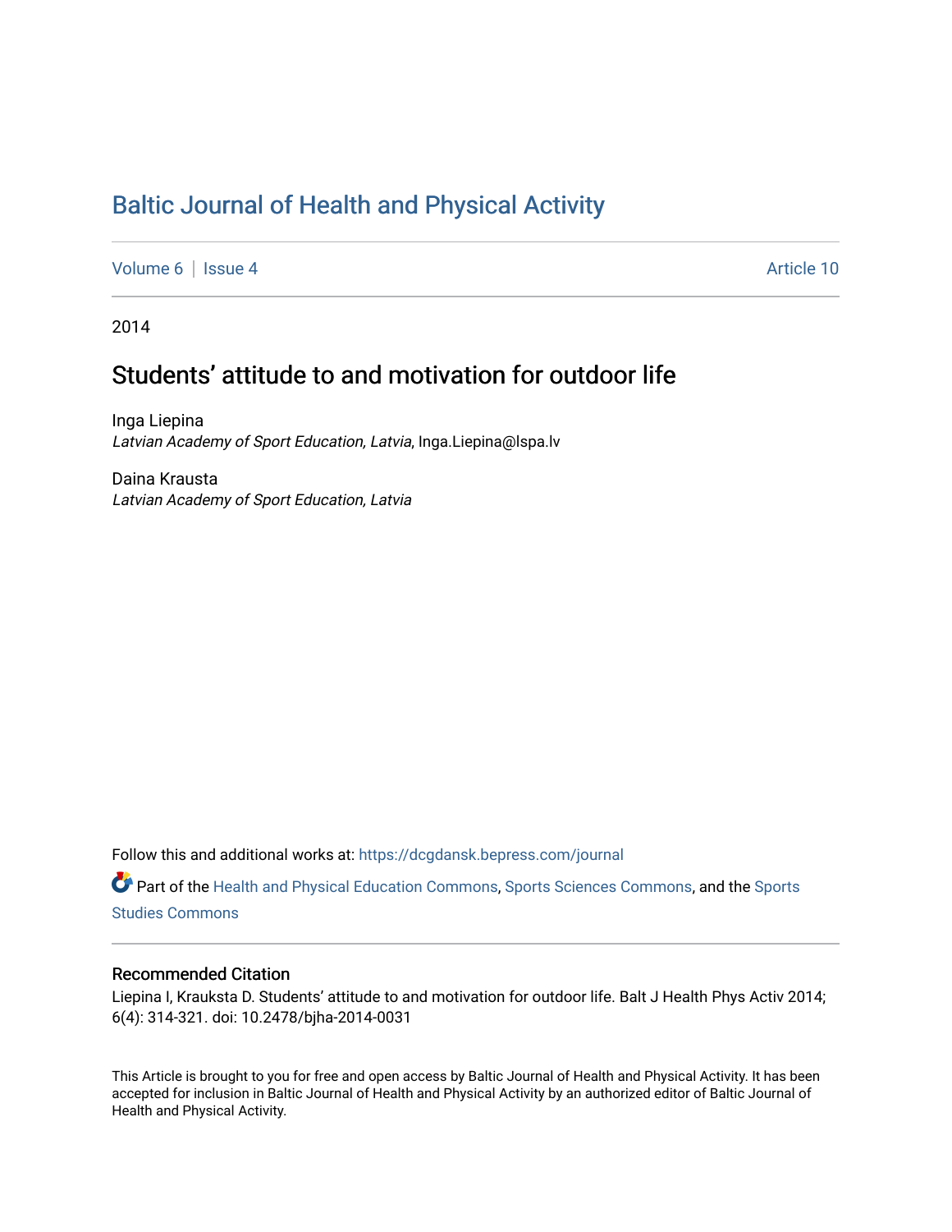# Baltic Journal of Health and Physical Activity

Volume 6 | Issue 4 | Article 10

2014

## Students' attitude to and motivation for outdoor life

Inga Liepina
*Latvian Academy of Sport Education, Latvia*, Inga.Liepina@lspa.lv

Daina Krausta
*Latvian Academy of Sport Education, Latvia*

Follow this and additional works at: https://dcgdansk.bepress.com/journal

Part of the Health and Physical Education Commons, Sports Sciences Commons, and the Sports Studies Commons

### Recommended Citation

Liepina I, Krauksta D. Students' attitude to and motivation for outdoor life. Balt J Health Phys Activ 2014; 6(4): 314-321. doi: 10.2478/bjha-2014-0031

This Article is brought to you for free and open access by Baltic Journal of Health and Physical Activity. It has been accepted for inclusion in Baltic Journal of Health and Physical Activity by an authorized editor of Baltic Journal of Health and Physical Activity.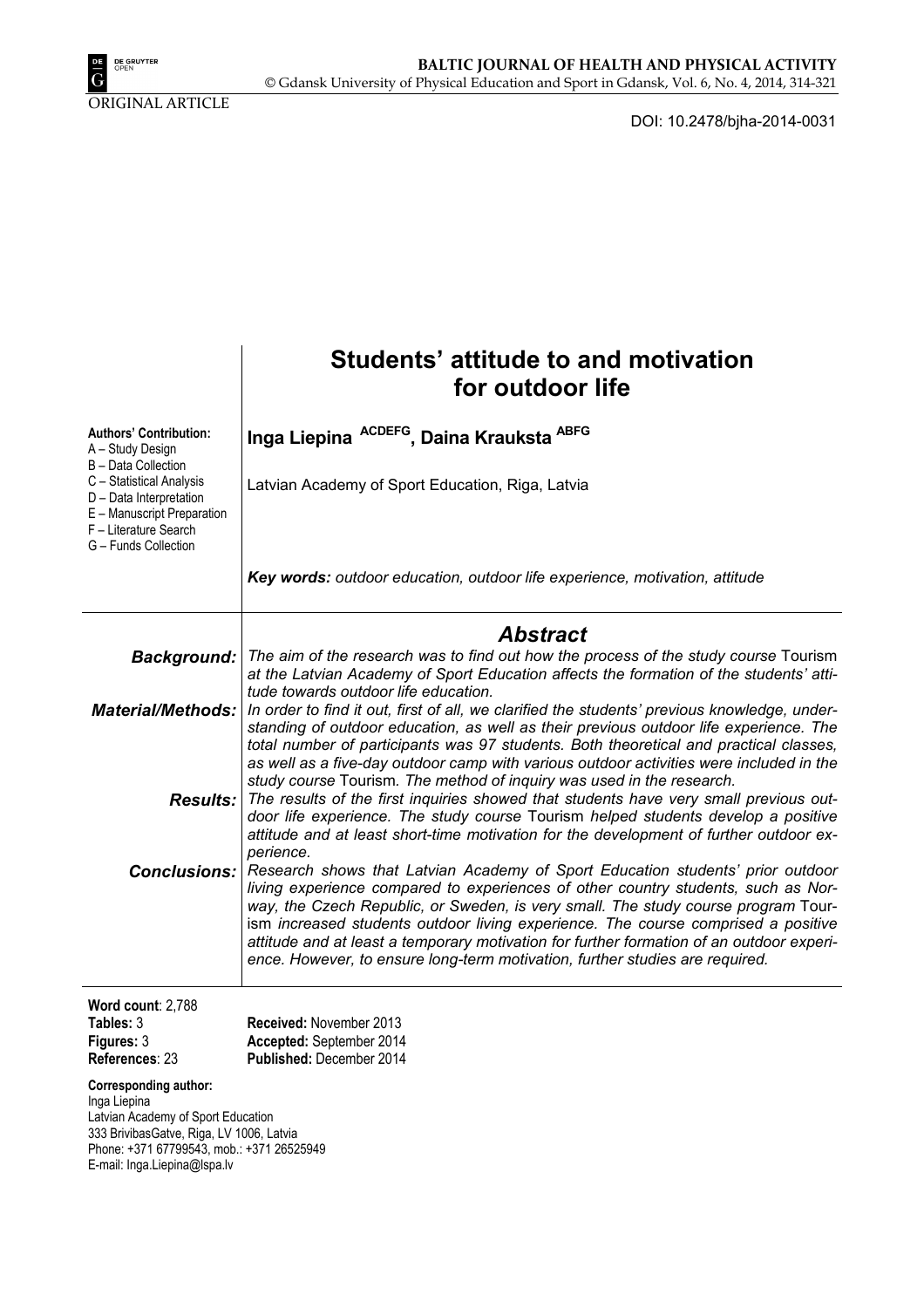ORIGINAL ARTICLE

DOI: 10.2478/bjha-2014-0031

# Students' attitude to and motivation for outdoor life

**Inga Liepina** [ACDEFG], **Daina Krauksta** [ABFG]

Latvian Academy of Sport Education, Riga, Latvia

**Authors' Contribution:**
A – Study Design
B – Data Collection
C – Statistical Analysis
D – Data Interpretation
E – Manuscript Preparation
F – Literature Search
G – Funds Collection

***Key words:*** *outdoor education, outdoor life experience, motivation, attitude*

## *Abstract*

***Background:*** *The aim of the research was to find out how the process of the study course* Tourism *at the Latvian Academy of Sport Education affects the formation of the students' attitude towards outdoor life education.*

***Material/Methods:*** *In order to find it out, first of all, we clarified the students' previous knowledge, understanding of outdoor education, as well as their previous outdoor life experience. The total number of participants was 97 students. Both theoretical and practical classes, as well as a five-day outdoor camp with various outdoor activities were included in the study course* Tourism*. The method of inquiry was used in the research.*

***Results:*** *The results of the first inquiries showed that students have very small previous outdoor life experience. The study course* Tourism *helped students develop a positive attitude and at least short-time motivation for the development of further outdoor experience.*

***Conclusions:*** *Research shows that Latvian Academy of Sport Education students' prior outdoor living experience compared to experiences of other country students, such as Norway, the Czech Republic, or Sweden, is very small. The study course program* Tourism *increased students outdoor living experience. The course comprised a positive attitude and at least a temporary motivation for further formation of an outdoor experience. However, to ensure long-term motivation, further studies are required.*

**Word count**: 2,788
**Tables:** 3
**Figures:** 3
**References**: 23

**Received:** November 2013
**Accepted:** September 2014
**Published:** December 2014

**Corresponding author:**
Inga Liepina
Latvian Academy of Sport Education
333 BrivibasGatve, Riga, LV 1006, Latvia
Phone: +371 67799543, mob.: +371 26525949
E-mail: Inga.Liepina@lspa.lv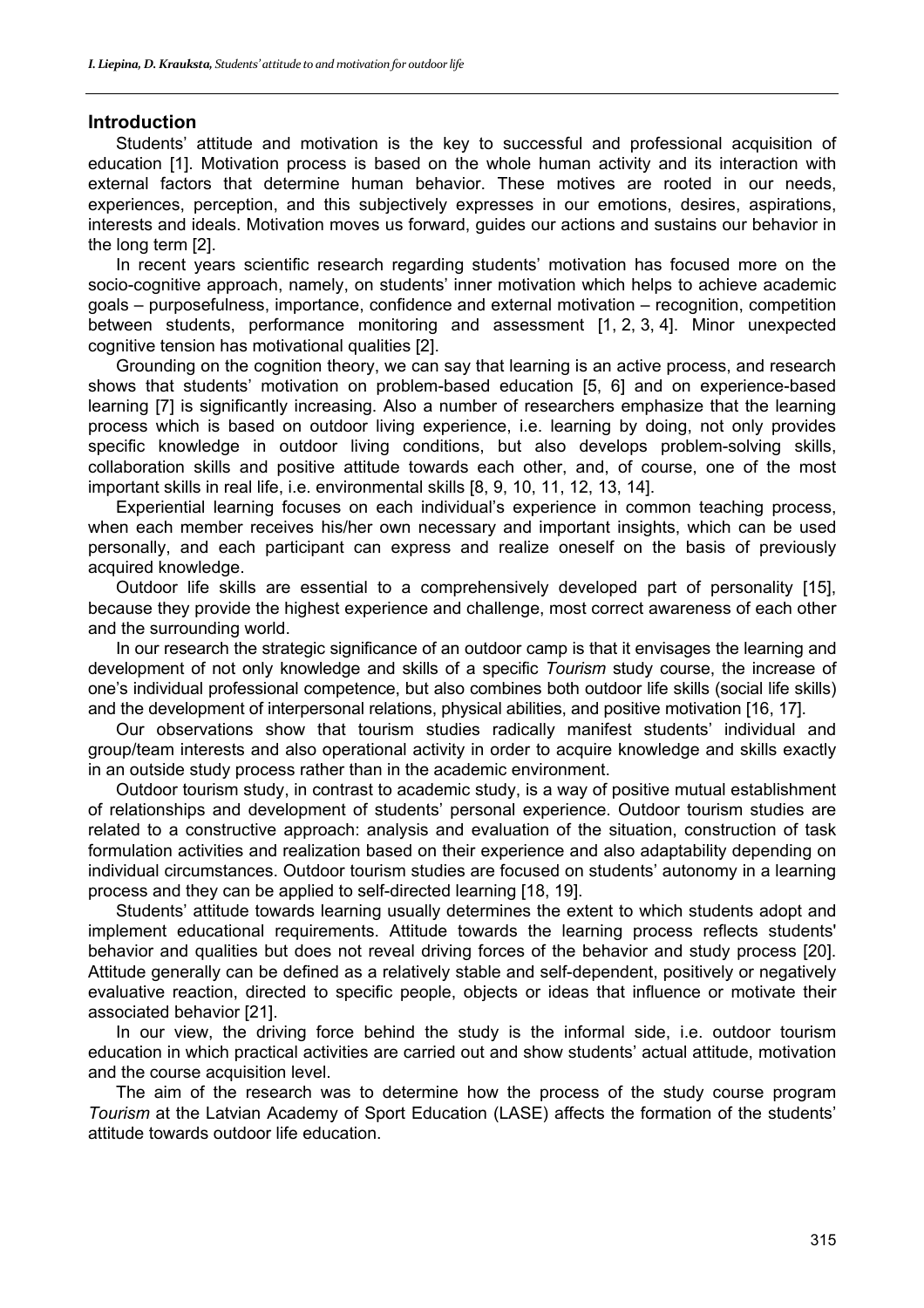## Introduction

Students' attitude and motivation is the key to successful and professional acquisition of education [1]. Motivation process is based on the whole human activity and its interaction with external factors that determine human behavior. These motives are rooted in our needs, experiences, perception, and this subjectively expresses in our emotions, desires, aspirations, interests and ideals. Motivation moves us forward, guides our actions and sustains our behavior in the long term [2].

In recent years scientific research regarding students' motivation has focused more on the socio-cognitive approach, namely, on students' inner motivation which helps to achieve academic goals – purposefulness, importance, confidence and external motivation – recognition, competition between students, performance monitoring and assessment [1, 2, 3, 4]. Minor unexpected cognitive tension has motivational qualities [2].

Grounding on the cognition theory, we can say that learning is an active process, and research shows that students' motivation on problem-based education [5, 6] and on experience-based learning [7] is significantly increasing. Also a number of researchers emphasize that the learning process which is based on outdoor living experience, i.e. learning by doing, not only provides specific knowledge in outdoor living conditions, but also develops problem-solving skills, collaboration skills and positive attitude towards each other, and, of course, one of the most important skills in real life, i.e. environmental skills [8, 9, 10, 11, 12, 13, 14].

Experiential learning focuses on each individual's experience in common teaching process, when each member receives his/her own necessary and important insights, which can be used personally, and each participant can express and realize oneself on the basis of previously acquired knowledge.

Outdoor life skills are essential to a comprehensively developed part of personality [15], because they provide the highest experience and challenge, most correct awareness of each other and the surrounding world.

In our research the strategic significance of an outdoor camp is that it envisages the learning and development of not only knowledge and skills of a specific *Tourism* study course, the increase of one's individual professional competence, but also combines both outdoor life skills (social life skills) and the development of interpersonal relations, physical abilities, and positive motivation [16, 17].

Our observations show that tourism studies radically manifest students' individual and group/team interests and also operational activity in order to acquire knowledge and skills exactly in an outside study process rather than in the academic environment.

Outdoor tourism study, in contrast to academic study, is a way of positive mutual establishment of relationships and development of students' personal experience. Outdoor tourism studies are related to a constructive approach: analysis and evaluation of the situation, construction of task formulation activities and realization based on their experience and also adaptability depending on individual circumstances. Outdoor tourism studies are focused on students' autonomy in a learning process and they can be applied to self-directed learning [18, 19].

Students' attitude towards learning usually determines the extent to which students adopt and implement educational requirements. Attitude towards the learning process reflects students' behavior and qualities but does not reveal driving forces of the behavior and study process [20]. Attitude generally can be defined as a relatively stable and self-dependent, positively or negatively evaluative reaction, directed to specific people, objects or ideas that influence or motivate their associated behavior [21].

In our view, the driving force behind the study is the informal side, i.e. outdoor tourism education in which practical activities are carried out and show students' actual attitude, motivation and the course acquisition level.

The aim of the research was to determine how the process of the study course program *Tourism* at the Latvian Academy of Sport Education (LASE) affects the formation of the students' attitude towards outdoor life education.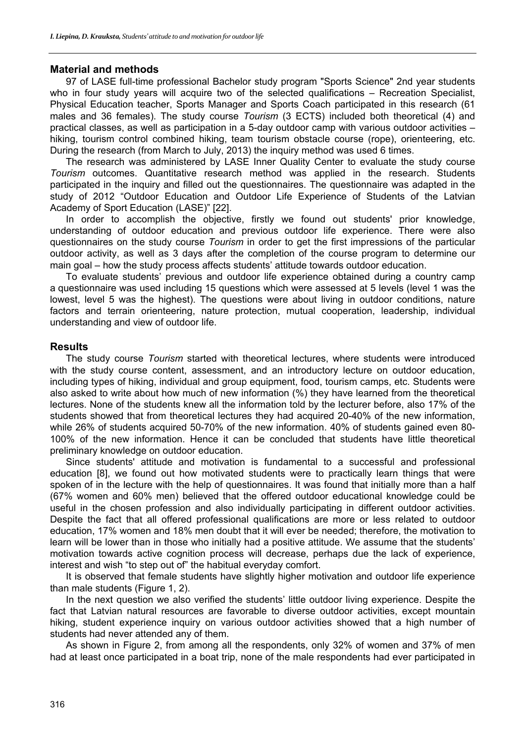## Material and methods

97 of LASE full-time professional Bachelor study program "Sports Science" 2nd year students who in four study years will acquire two of the selected qualifications – Recreation Specialist, Physical Education teacher, Sports Manager and Sports Coach participated in this research (61 males and 36 females). The study course *Tourism* (3 ECTS) included both theoretical (4) and practical classes, as well as participation in a 5-day outdoor camp with various outdoor activities – hiking, tourism control combined hiking, team tourism obstacle course (rope), orienteering, etc. During the research (from March to July, 2013) the inquiry method was used 6 times.

The research was administered by LASE Inner Quality Center to evaluate the study course *Tourism* outcomes. Quantitative research method was applied in the research. Students participated in the inquiry and filled out the questionnaires. The questionnaire was adapted in the study of 2012 "Outdoor Education and Outdoor Life Experience of Students of the Latvian Academy of Sport Education (LASE)" [22].

In order to accomplish the objective, firstly we found out students' prior knowledge, understanding of outdoor education and previous outdoor life experience. There were also questionnaires on the study course *Tourism* in order to get the first impressions of the particular outdoor activity, as well as 3 days after the completion of the course program to determine our main goal – how the study process affects students' attitude towards outdoor education.

To evaluate students' previous and outdoor life experience obtained during a country camp a questionnaire was used including 15 questions which were assessed at 5 levels (level 1 was the lowest, level 5 was the highest). The questions were about living in outdoor conditions, nature factors and terrain orienteering, nature protection, mutual cooperation, leadership, individual understanding and view of outdoor life.

## Results

The study course *Tourism* started with theoretical lectures, where students were introduced with the study course content, assessment, and an introductory lecture on outdoor education, including types of hiking, individual and group equipment, food, tourism camps, etc. Students were also asked to write about how much of new information (%) they have learned from the theoretical lectures. None of the students knew all the information told by the lecturer before, also 17% of the students showed that from theoretical lectures they had acquired 20-40% of the new information, while 26% of students acquired 50-70% of the new information. 40% of students gained even 80-100% of the new information. Hence it can be concluded that students have little theoretical preliminary knowledge on outdoor education.

Since students' attitude and motivation is fundamental to a successful and professional education [8], we found out how motivated students were to practically learn things that were spoken of in the lecture with the help of questionnaires. It was found that initially more than a half (67% women and 60% men) believed that the offered outdoor educational knowledge could be useful in the chosen profession and also individually participating in different outdoor activities. Despite the fact that all offered professional qualifications are more or less related to outdoor education, 17% women and 18% men doubt that it will ever be needed; therefore, the motivation to learn will be lower than in those who initially had a positive attitude. We assume that the students' motivation towards active cognition process will decrease, perhaps due the lack of experience, interest and wish "to step out of" the habitual everyday comfort.

It is observed that female students have slightly higher motivation and outdoor life experience than male students (Figure 1, 2).

In the next question we also verified the students' little outdoor living experience. Despite the fact that Latvian natural resources are favorable to diverse outdoor activities, except mountain hiking, student experience inquiry on various outdoor activities showed that a high number of students had never attended any of them.

As shown in Figure 2, from among all the respondents, only 32% of women and 37% of men had at least once participated in a boat trip, none of the male respondents had ever participated in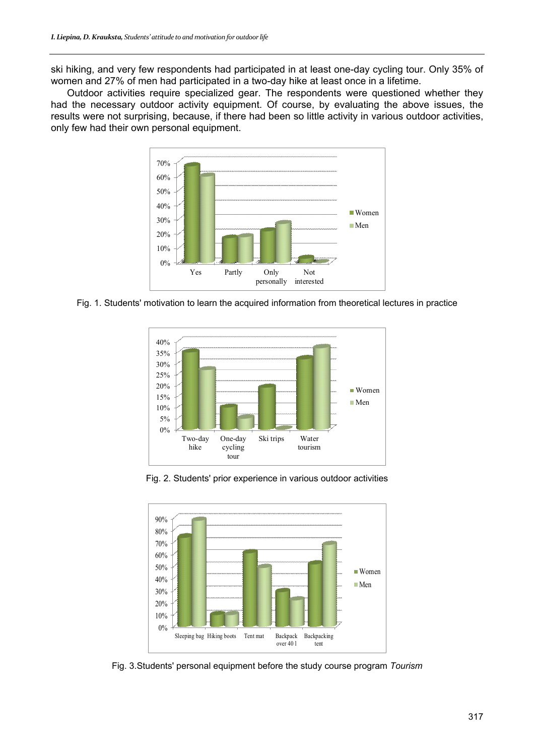ski hiking, and very few respondents had participated in at least one-day cycling tour. Only 35% of women and 27% of men had participated in a two-day hike at least once in a lifetime.

Outdoor activities require specialized gear. The respondents were questioned whether they had the necessary outdoor activity equipment. Of course, by evaluating the above issues, the results were not surprising, because, if there had been so little activity in various outdoor activities, only few had their own personal equipment.

Fig. 1. Students' motivation to learn the acquired information from theoretical lectures in practice

Fig. 2. Students' prior experience in various outdoor activities

Fig. 3.Students' personal equipment before the study course program *Tourism*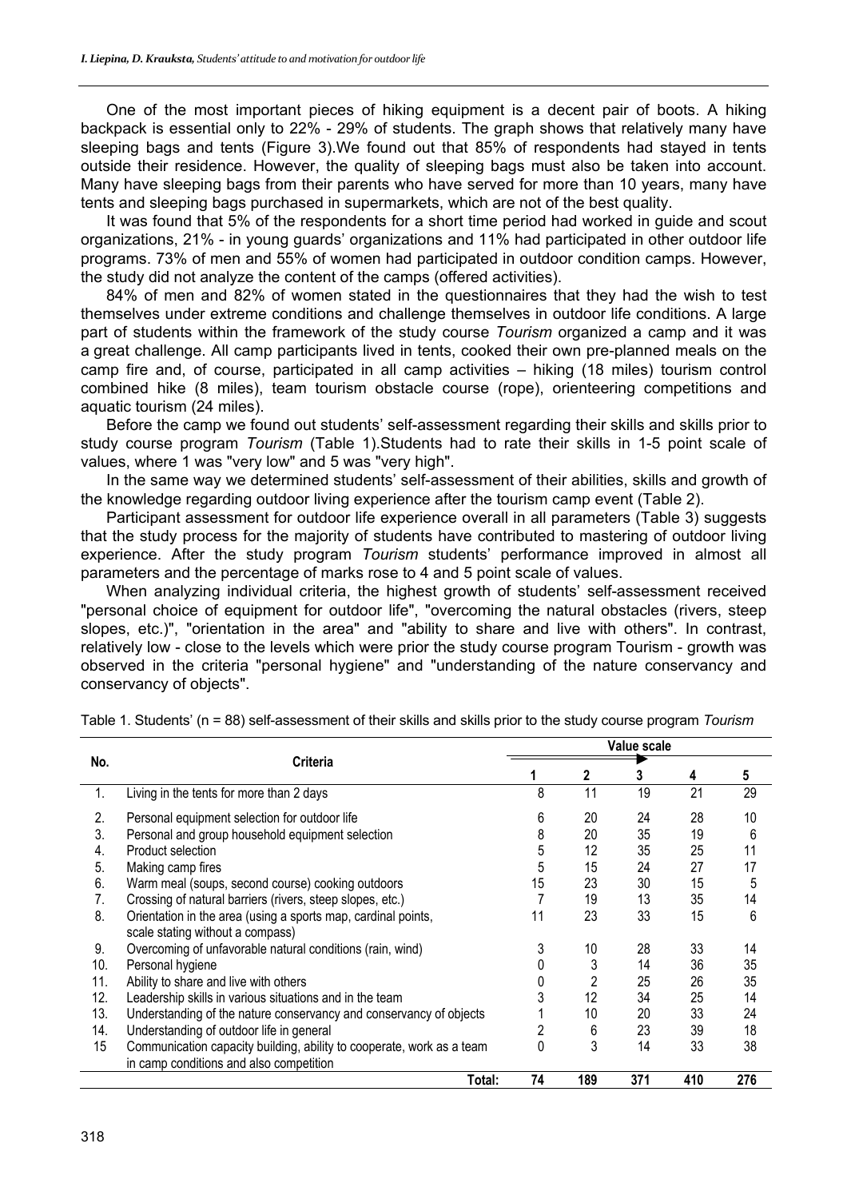One of the most important pieces of hiking equipment is a decent pair of boots. A hiking backpack is essential only to 22% - 29% of students. The graph shows that relatively many have sleeping bags and tents (Figure 3).We found out that 85% of respondents had stayed in tents outside their residence. However, the quality of sleeping bags must also be taken into account. Many have sleeping bags from their parents who have served for more than 10 years, many have tents and sleeping bags purchased in supermarkets, which are not of the best quality.

It was found that 5% of the respondents for a short time period had worked in guide and scout organizations, 21% - in young guards' organizations and 11% had participated in other outdoor life programs. 73% of men and 55% of women had participated in outdoor condition camps. However, the study did not analyze the content of the camps (offered activities).

84% of men and 82% of women stated in the questionnaires that they had the wish to test themselves under extreme conditions and challenge themselves in outdoor life conditions. A large part of students within the framework of the study course *Tourism* organized a camp and it was a great challenge. All camp participants lived in tents, cooked their own pre-planned meals on the camp fire and, of course, participated in all camp activities – hiking (18 miles) tourism control combined hike (8 miles), team tourism obstacle course (rope), orienteering competitions and aquatic tourism (24 miles).

Before the camp we found out students' self-assessment regarding their skills and skills prior to study course program *Tourism* (Table 1).Students had to rate their skills in 1-5 point scale of values, where 1 was "very low" and 5 was "very high".

In the same way we determined students' self-assessment of their abilities, skills and growth of the knowledge regarding outdoor living experience after the tourism camp event (Table 2).

Participant assessment for outdoor life experience overall in all parameters (Table 3) suggests that the study process for the majority of students have contributed to mastering of outdoor living experience. After the study program *Tourism* students' performance improved in almost all parameters and the percentage of marks rose to 4 and 5 point scale of values.

When analyzing individual criteria, the highest growth of students' self-assessment received "personal choice of equipment for outdoor life", "overcoming the natural obstacles (rivers, steep slopes, etc.)", "orientation in the area" and "ability to share and live with others". In contrast, relatively low - close to the levels which were prior the study course program Tourism - growth was observed in the criteria "personal hygiene" and "understanding of the nature conservancy and conservancy of objects".

Table 1. Students' (n = 88) self-assessment of their skills and skills prior to the study course program *Tourism*

| No. | Criteria | Value scale | | | | |
|---|---|---|---|---|---|---|
| | | 1 | 2 | 3 | 4 | 5 |
| 1. | Living in the tents for more than 2 days | 8 | 11 | 19 | 21 | 29 |
| 2. | Personal equipment selection for outdoor life | 6 | 20 | 24 | 28 | 10 |
| 3. | Personal and group household equipment selection | 8 | 20 | 35 | 19 | 6 |
| 4. | Product selection | 5 | 12 | 35 | 25 | 11 |
| 5. | Making camp fires | 5 | 15 | 24 | 27 | 17 |
| 6. | Warm meal (soups, second course) cooking outdoors | 15 | 23 | 30 | 15 | 5 |
| 7. | Crossing of natural barriers (rivers, steep slopes, etc.) | 7 | 19 | 13 | 35 | 14 |
| 8. | Orientation in the area (using a sports map, cardinal points, scale stating without a compass) | 11 | 23 | 33 | 15 | 6 |
| 9. | Overcoming of unfavorable natural conditions (rain, wind) | 3 | 10 | 28 | 33 | 14 |
| 10. | Personal hygiene | 0 | 3 | 14 | 36 | 35 |
| 11. | Ability to share and live with others | 0 | 2 | 25 | 26 | 35 |
| 12. | Leadership skills in various situations and in the team | 3 | 12 | 34 | 25 | 14 |
| 13. | Understanding of the nature conservancy and conservancy of objects | 1 | 10 | 20 | 33 | 24 |
| 14. | Understanding of outdoor life in general | 2 | 6 | 23 | 39 | 18 |
| 15 | Communication capacity building, ability to cooperate, work as a team in camp conditions and also competition | 0 | 3 | 14 | 33 | 38 |
| | Total: | 74 | 189 | 371 | 410 | 276 |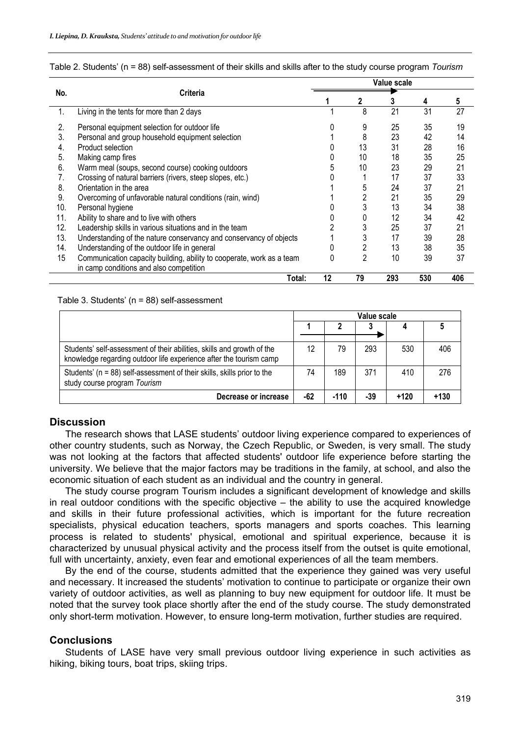Table 2. Students' (n = 88) self-assessment of their skills and skills after to the study course program *Tourism*

| No. | Criteria | Value scale | | | | |
|---|---|---|---|---|---|---|
| | | 1 | 2 | 3 | 4 | 5 |
| 1. | Living in the tents for more than 2 days | 1 | 8 | 21 | 31 | 27 |
| 2. | Personal equipment selection for outdoor life | 0 | 9 | 25 | 35 | 19 |
| 3. | Personal and group household equipment selection | 1 | 8 | 23 | 42 | 14 |
| 4. | Product selection | 0 | 13 | 31 | 28 | 16 |
| 5. | Making camp fires | 0 | 10 | 18 | 35 | 25 |
| 6. | Warm meal (soups, second course) cooking outdoors | 5 | 10 | 23 | 29 | 21 |
| 7. | Crossing of natural barriers (rivers, steep slopes, etc.) | 0 | 1 | 17 | 37 | 33 |
| 8. | Orientation in the area | 1 | 5 | 24 | 37 | 21 |
| 9. | Overcoming of unfavorable natural conditions (rain, wind) | 1 | 2 | 21 | 35 | 29 |
| 10. | Personal hygiene | 0 | 3 | 13 | 34 | 38 |
| 11. | Ability to share and to live with others | 0 | 0 | 12 | 34 | 42 |
| 12. | Leadership skills in various situations and in the team | 2 | 3 | 25 | 37 | 21 |
| 13. | Understanding of the nature conservancy and conservancy of objects | 1 | 3 | 17 | 39 | 28 |
| 14. | Understanding of the outdoor life in general | 0 | 2 | 13 | 38 | 35 |
| 15 | Communication capacity building, ability to cooperate, work as a team in camp conditions and also competition | 0 | 2 | 10 | 39 | 37 |
| | **Total:** | **12** | **79** | **293** | **530** | **406** |

Table 3. Students' (n = 88) self-assessment

| | Value scale | | | | |
|---|---|---|---|---|---|
| | 1 | 2 | 3 | 4 | 5 |
| Students' self-assessment of their abilities, skills and growth of the knowledge regarding outdoor life experience after the tourism camp | 12 | 79 | 293 | 530 | 406 |
| Students' (n = 88) self-assessment of their skills, skills prior to the study course program *Tourism* | 74 | 189 | 371 | 410 | 276 |
| **Decrease or increase** | **-62** | **-110** | **-39** | **+120** | **+130** |

## Discussion

The research shows that LASE students' outdoor living experience compared to experiences of other country students, such as Norway, the Czech Republic, or Sweden, is very small. The study was not looking at the factors that affected students' outdoor life experience before starting the university. We believe that the major factors may be traditions in the family, at school, and also the economic situation of each student as an individual and the country in general.

The study course program Tourism includes a significant development of knowledge and skills in real outdoor conditions with the specific objective – the ability to use the acquired knowledge and skills in their future professional activities, which is important for the future recreation specialists, physical education teachers, sports managers and sports coaches. This learning process is related to students' physical, emotional and spiritual experience, because it is characterized by unusual physical activity and the process itself from the outset is quite emotional, full with uncertainty, anxiety, even fear and emotional experiences of all the team members.

By the end of the course, students admitted that the experience they gained was very useful and necessary. It increased the students' motivation to continue to participate or organize their own variety of outdoor activities, as well as planning to buy new equipment for outdoor life. It must be noted that the survey took place shortly after the end of the study course. The study demonstrated only short-term motivation. However, to ensure long-term motivation, further studies are required.

## Conclusions

Students of LASE have very small previous outdoor living experience in such activities as hiking, biking tours, boat trips, skiing trips.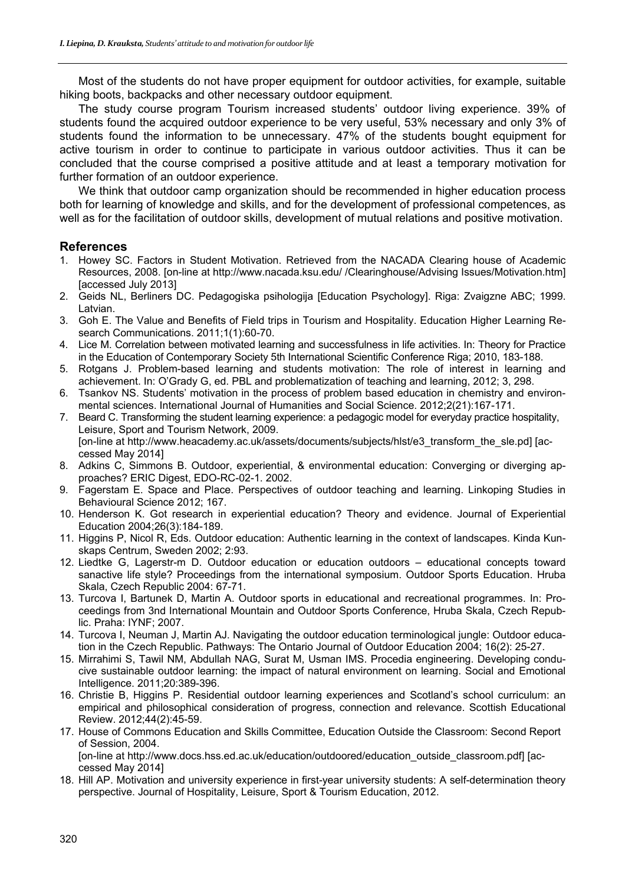Most of the students do not have proper equipment for outdoor activities, for example, suitable hiking boots, backpacks and other necessary outdoor equipment.

The study course program Tourism increased students' outdoor living experience. 39% of students found the acquired outdoor experience to be very useful, 53% necessary and only 3% of students found the information to be unnecessary. 47% of the students bought equipment for active tourism in order to continue to participate in various outdoor activities. Thus it can be concluded that the course comprised a positive attitude and at least a temporary motivation for further formation of an outdoor experience.

We think that outdoor camp organization should be recommended in higher education process both for learning of knowledge and skills, and for the development of professional competences, as well as for the facilitation of outdoor skills, development of mutual relations and positive motivation.

## References

1. Howey SC. Factors in Student Motivation. Retrieved from the NACADA Clearing house of Academic Resources, 2008. [on-line at http://www.nacada.ksu.edu/ /Clearinghouse/Advising Issues/Motivation.htm] [accessed July 2013]
2. Geids NL, Berliners DC. Pedagogiska psihologija [Education Psychology]. Riga: Zvaigzne ABC; 1999. Latvian.
3. Goh E. The Value and Benefits of Field trips in Tourism and Hospitality. Education Higher Learning Research Communications. 2011;1(1):60-70.
4. Lice M. Correlation between motivated learning and successfulness in life activities. In: Theory for Practice in the Education of Contemporary Society 5th International Scientific Conference Riga; 2010, 183-188.
5. Rotgans J. Problem-based learning and students motivation: The role of interest in learning and achievement. In: O'Grady G, ed. PBL and problematization of teaching and learning, 2012; 3, 298.
6. Tsankov NS. Students' motivation in the process of problem based education in chemistry and environmental sciences. International Journal of Humanities and Social Science. 2012;2(21):167-171.
7. Beard C. Transforming the student learning experience: a pedagogic model for everyday practice hospitality, Leisure, Sport and Tourism Network, 2009. [on-line at http://www.heacademy.ac.uk/assets/documents/subjects/hlst/e3_transform_the_sle.pd] [accessed May 2014]
8. Adkins C, Simmons B. Outdoor, experiential, & environmental education: Converging or diverging approaches? ERIC Digest, EDO-RC-02-1. 2002.
9. Fagerstam E. Space and Place. Perspectives of outdoor teaching and learning. Linkoping Studies in Behavioural Science 2012; 167.
10. Henderson K. Got research in experiential education? Theory and evidence. Journal of Experiential Education 2004;26(3):184-189.
11. Higgins P, Nicol R, Eds. Outdoor education: Authentic learning in the context of landscapes. Kinda Kunskaps Centrum, Sweden 2002; 2:93.
12. Liedtke G, Lagerstr-m D. Outdoor education or education outdoors – educational concepts toward sanactive life style? Proceedings from the international symposium. Outdoor Sports Education. Hruba Skala, Czech Republic 2004: 67-71.
13. Turcova I, Bartunek D, Martin A. Outdoor sports in educational and recreational programmes. In: Proceedings from 3nd International Mountain and Outdoor Sports Conference, Hruba Skala, Czech Republic. Praha: IYNF; 2007.
14. Turcova I, Neuman J, Martin AJ. Navigating the outdoor education terminological jungle: Outdoor education in the Czech Republic. Pathways: The Ontario Journal of Outdoor Education 2004; 16(2): 25-27.
15. Mirrahimi S, Tawil NM, Abdullah NAG, Surat M, Usman IMS. Procedia engineering. Developing conducive sustainable outdoor learning: the impact of natural environment on learning. Social and Emotional Intelligence. 2011;20:389-396.
16. Christie B, Higgins P. Residential outdoor learning experiences and Scotland's school curriculum: an empirical and philosophical consideration of progress, connection and relevance. Scottish Educational Review. 2012;44(2):45-59.
17. House of Commons Education and Skills Committee, Education Outside the Classroom: Second Report of Session, 2004. [on-line at http://www.docs.hss.ed.ac.uk/education/outdoored/education_outside_classroom.pdf] [accessed May 2014]
18. Hill AP. Motivation and university experience in first-year university students: A self-determination theory perspective. Journal of Hospitality, Leisure, Sport & Tourism Education, 2012.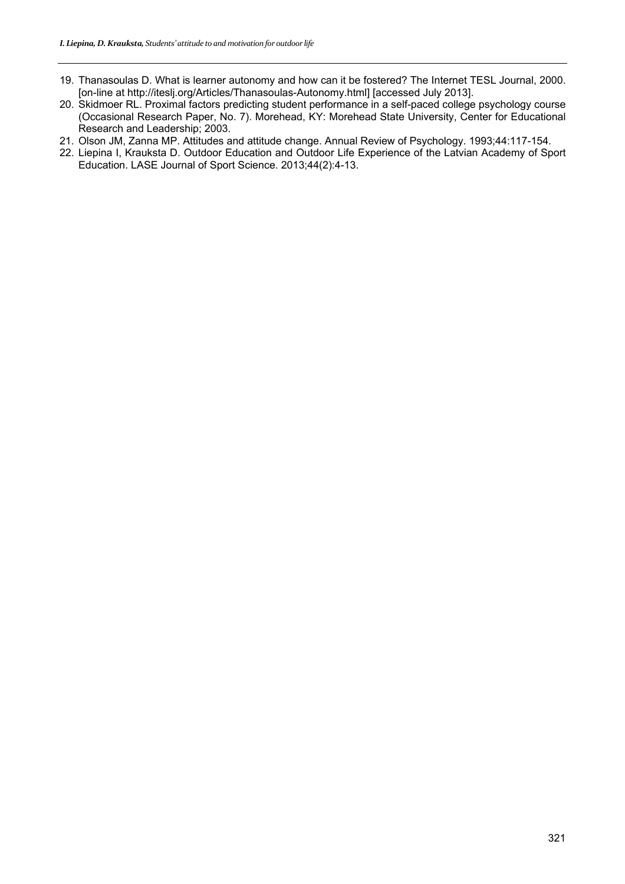19. Thanasoulas D. What is learner autonomy and how can it be fostered? The Internet TESL Journal, 2000. [on-line at http://iteslj.org/Articles/Thanasoulas-Autonomy.html] [accessed July 2013].
20. Skidmoer RL. Proximal factors predicting student performance in a self-paced college psychology course (Occasional Research Paper, No. 7). Morehead, KY: Morehead State University, Center for Educational Research and Leadership; 2003.
21. Olson JM, Zanna MP. Attitudes and attitude change. Annual Review of Psychology. 1993;44:117-154.
22. Liepina I, Krauksta D. Outdoor Education and Outdoor Life Experience of the Latvian Academy of Sport Education. LASE Journal of Sport Science. 2013;44(2):4-13.